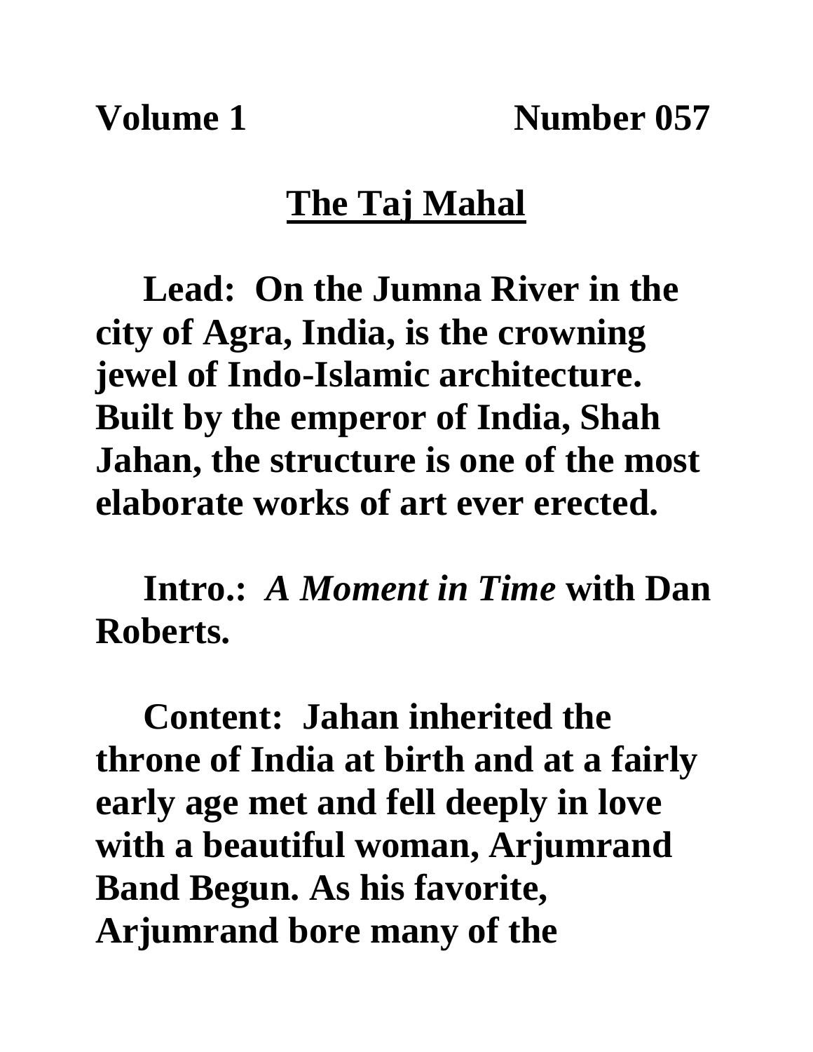**Volume 1 Number 057**

# The Taj Mahal

**Lead: On the Jumna River in the city of Agra, India, is the crowning jewel of Indo-Islamic architecture. Built by the emperor of India, Shah Jahan, the structure is one of the most elaborate works of art ever erected.**

**Intro.: *A Moment in Time* with Dan Roberts.**

**Content: Jahan inherited the throne of India at birth and at a fairly early age met and fell deeply in love with a beautiful woman, Arjumrand Band Begun. As his favorite, Arjumrand bore many of the**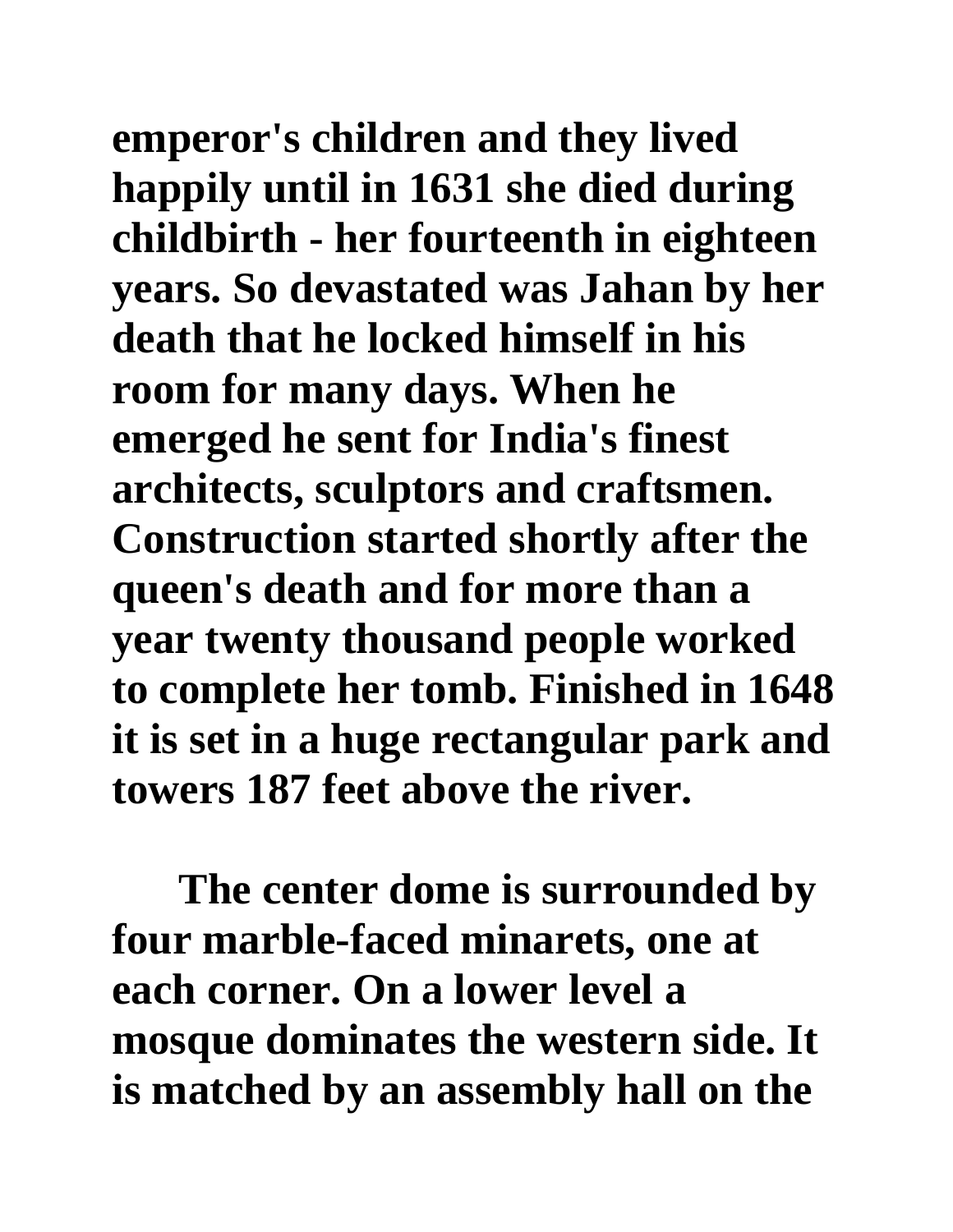**emperor's children and they lived happily until in 1631 she died during childbirth - her fourteenth in eighteen years. So devastated was Jahan by her death that he locked himself in his room for many days. When he emerged he sent for India's finest architects, sculptors and craftsmen. Construction started shortly after the queen's death and for more than a year twenty thousand people worked to complete her tomb. Finished in 1648 it is set in a huge rectangular park and towers 187 feet above the river.**

**The center dome is surrounded by four marble-faced minarets, one at each corner. On a lower level a mosque dominates the western side. It is matched by an assembly hall on the**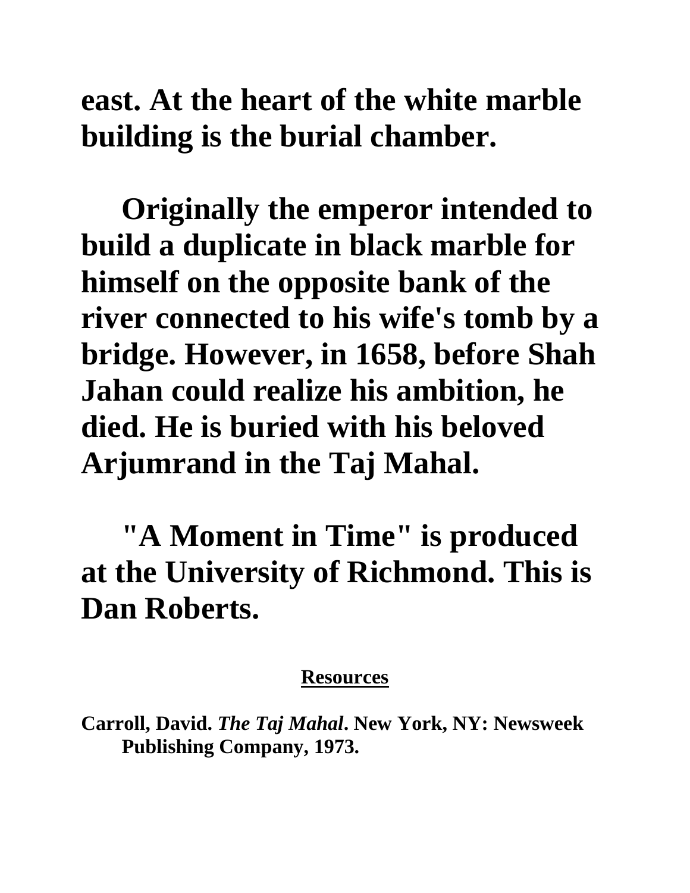**east. At the heart of the white marble building is the burial chamber.**

**Originally the emperor intended to build a duplicate in black marble for himself on the opposite bank of the river connected to his wife's tomb by a bridge. However, in 1658, before Shah Jahan could realize his ambition, he died. He is buried with his beloved Arjumrand in the Taj Mahal.**

**"A Moment in Time" is produced at the University of Richmond. This is Dan Roberts.**

## Resources

**Carroll, David. *The Taj Mahal*. New York, NY: Newsweek Publishing Company, 1973.**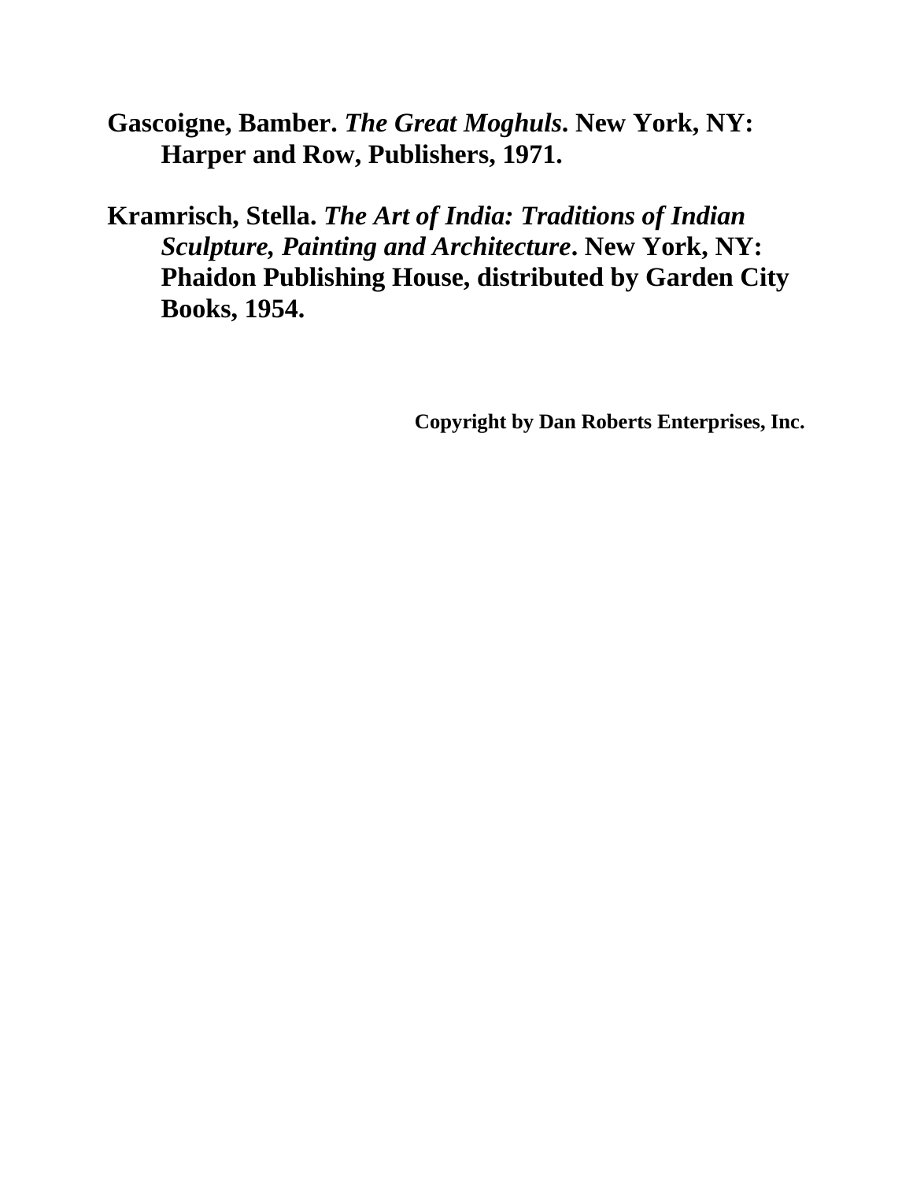**Gascoigne, Bamber. *The Great Moghuls*. New York, NY: Harper and Row, Publishers, 1971.**

**Kramrisch, Stella. *The Art of India: Traditions of Indian Sculpture, Painting and Architecture*. New York, NY: Phaidon Publishing House, distributed by Garden City Books, 1954.**

**Copyright by Dan Roberts Enterprises, Inc.**